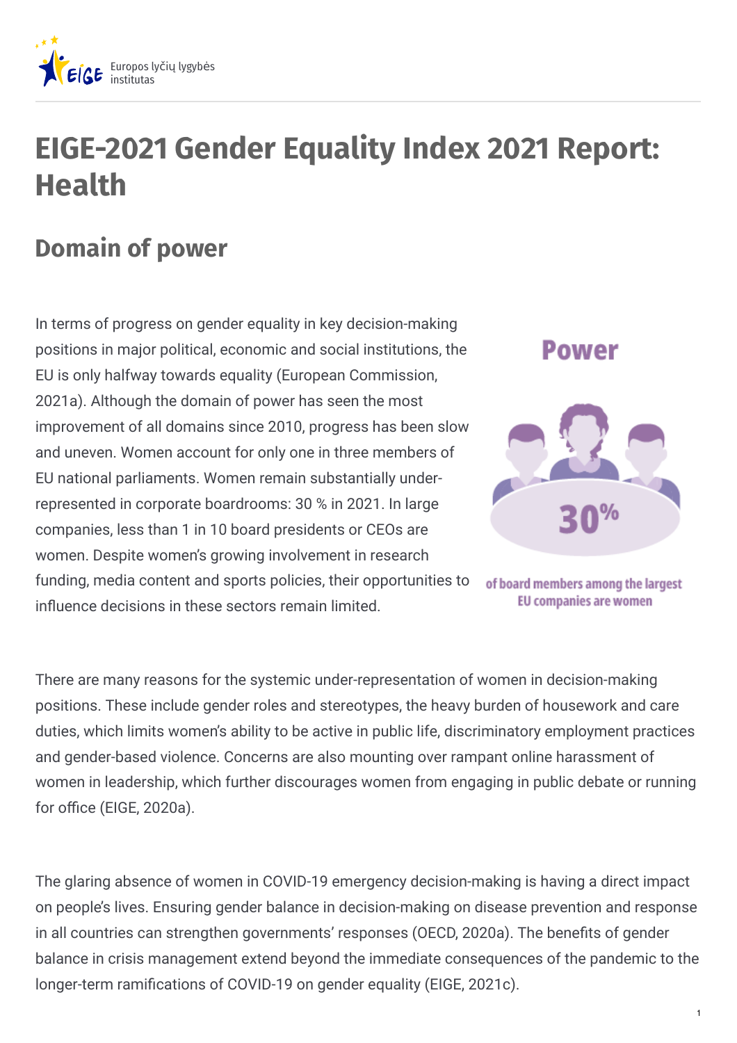# EIGE-2021 Gender Equality Index 2021 Report: Health

## Domain of power

In terms of progress on gender equality in key decision-making positions in major political, economic and social institutions, the EU is only halfway towards equality (European Commission, 2021a). Although the domain of power has seen the most improvement of all domains since 2010, progress has been slow and uneven. Women account for only one in three members of EU national parliaments. Women remain substantially under-represented in corporate boardrooms: 30 % in 2021. In large companies, less than 1 in 10 board presidents or CEOs are women. Despite women's growing involvement in research funding, media content and sports policies, their opportunities to influence decisions in these sectors remain limited.

**Power**

**30%**

of board members among the largest EU companies are women

There are many reasons for the systemic under-representation of women in decision-making positions. These include gender roles and stereotypes, the heavy burden of housework and care duties, which limits women's ability to be active in public life, discriminatory employment practices and gender-based violence. Concerns are also mounting over rampant online harassment of women in leadership, which further discourages women from engaging in public debate or running for office (EIGE, 2020a).

The glaring absence of women in COVID-19 emergency decision-making is having a direct impact on people's lives. Ensuring gender balance in decision-making on disease prevention and response in all countries can strengthen governments' responses (OECD, 2020a). The benefits of gender balance in crisis management extend beyond the immediate consequences of the pandemic to the longer-term ramifications of COVID-19 on gender equality (EIGE, 2021c).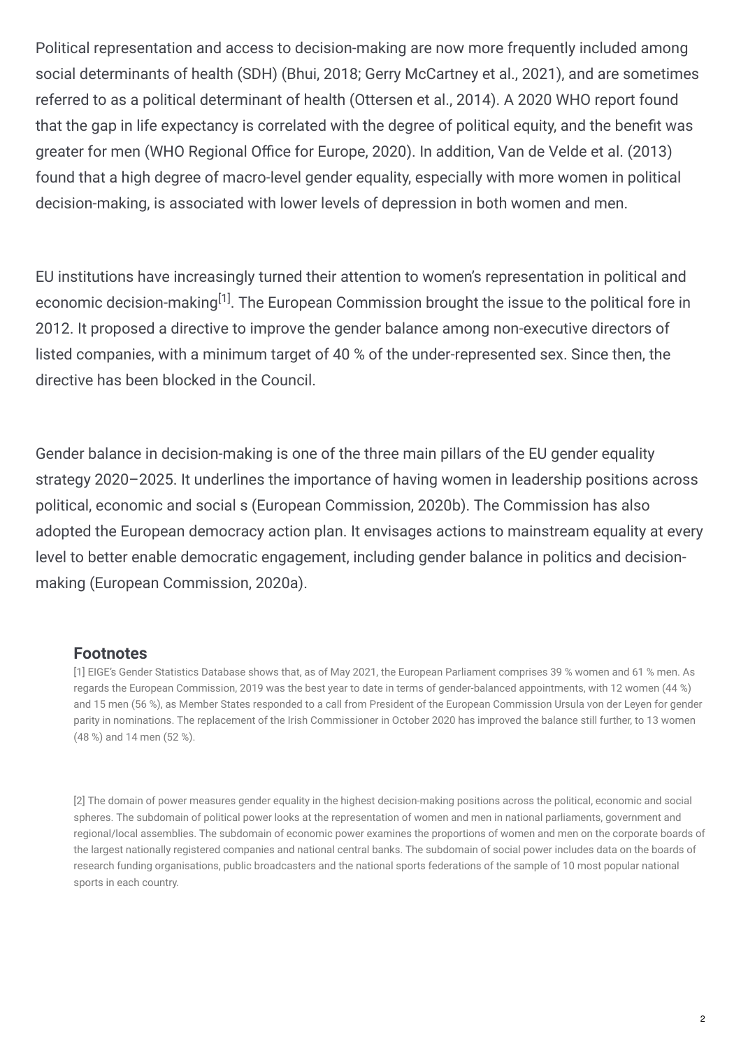Political representation and access to decision-making are now more frequently included among social determinants of health (SDH) (Bhui, 2018; Gerry McCartney et al., 2021), and are sometimes referred to as a political determinant of health (Ottersen et al., 2014). A 2020 WHO report found that the gap in life expectancy is correlated with the degree of political equity, and the benefit was greater for men (WHO Regional Office for Europe, 2020). In addition, Van de Velde et al. (2013) found that a high degree of macro-level gender equality, especially with more women in political decision-making, is associated with lower levels of depression in both women and men.

EU institutions have increasingly turned their attention to women's representation in political and economic decision-making[1]. The European Commission brought the issue to the political fore in 2012. It proposed a directive to improve the gender balance among non-executive directors of listed companies, with a minimum target of 40 % of the under-represented sex. Since then, the directive has been blocked in the Council.

Gender balance in decision-making is one of the three main pillars of the EU gender equality strategy 2020–2025. It underlines the importance of having women in leadership positions across political, economic and social s (European Commission, 2020b). The Commission has also adopted the European democracy action plan. It envisages actions to mainstream equality at every level to better enable democratic engagement, including gender balance in politics and decision-making (European Commission, 2020a).

### Footnotes

[1] EIGE's Gender Statistics Database shows that, as of May 2021, the European Parliament comprises 39 % women and 61 % men. As regards the European Commission, 2019 was the best year to date in terms of gender-balanced appointments, with 12 women (44 %) and 15 men (56 %), as Member States responded to a call from President of the European Commission Ursula von der Leyen for gender parity in nominations. The replacement of the Irish Commissioner in October 2020 has improved the balance still further, to 13 women (48 %) and 14 men (52 %).

[2] The domain of power measures gender equality in the highest decision-making positions across the political, economic and social spheres. The subdomain of political power looks at the representation of women and men in national parliaments, government and regional/local assemblies. The subdomain of economic power examines the proportions of women and men on the corporate boards of the largest nationally registered companies and national central banks. The subdomain of social power includes data on the boards of research funding organisations, public broadcasters and the national sports federations of the sample of 10 most popular national sports in each country.